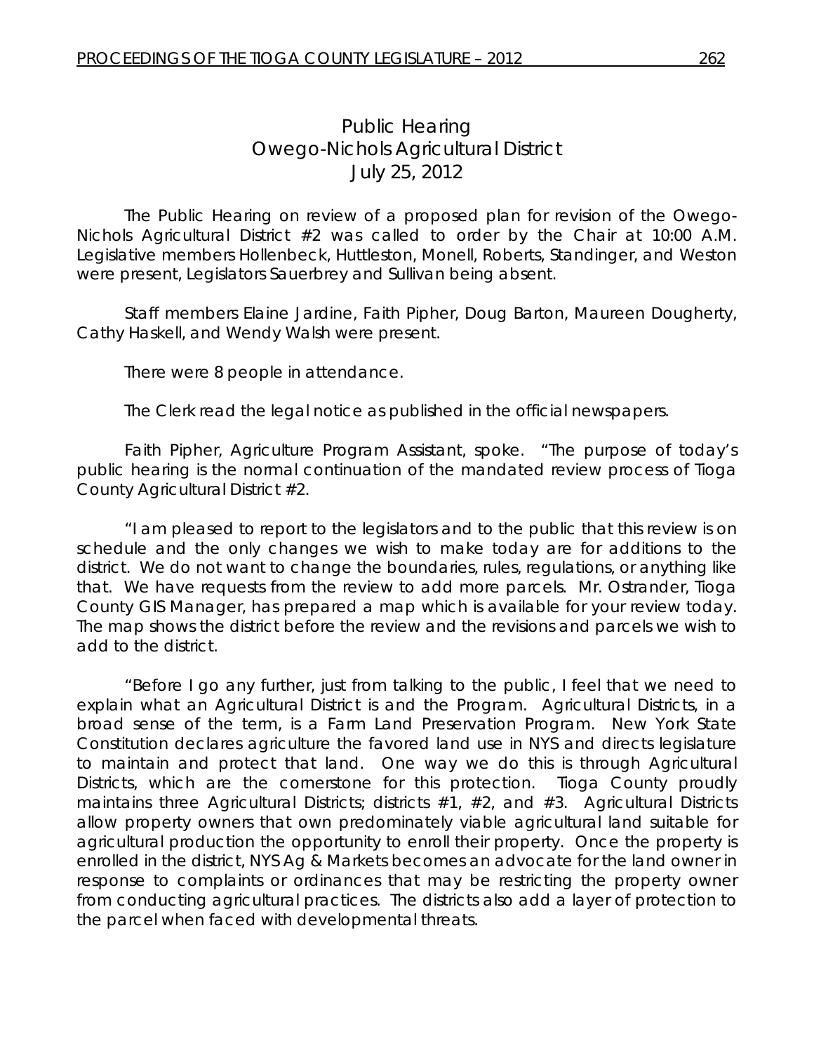# Public Hearing
## Owego-Nichols Agricultural District
### July 25, 2012

The Public Hearing on review of a proposed plan for revision of the Owego-Nichols Agricultural District #2 was called to order by the Chair at 10:00 A.M. Legislative members Hollenbeck, Huttleston, Monell, Roberts, Standinger, and Weston were present, Legislators Sauerbrey and Sullivan being absent.

Staff members Elaine Jardine, Faith Pipher, Doug Barton, Maureen Dougherty, Cathy Haskell, and Wendy Walsh were present.

There were 8 people in attendance.

The Clerk read the legal notice as published in the official newspapers.

Faith Pipher, Agriculture Program Assistant, spoke. "The purpose of today's public hearing is the normal continuation of the mandated review process of Tioga County Agricultural District #2.

"I am pleased to report to the legislators and to the public that this review is on schedule and the only changes we wish to make today are for additions to the district. We do not want to change the boundaries, rules, regulations, or anything like that. We have requests from the review to add more parcels. Mr. Ostrander, Tioga County GIS Manager, has prepared a map which is available for your review today. The map shows the district before the review and the revisions and parcels we wish to add to the district.

"Before I go any further, just from talking to the public, I feel that we need to explain what an Agricultural District is and the Program. Agricultural Districts, in a broad sense of the term, is a Farm Land Preservation Program. New York State Constitution declares agriculture the favored land use in NYS and directs legislature to maintain and protect that land. One way we do this is through Agricultural Districts, which are the cornerstone for this protection. Tioga County proudly maintains three Agricultural Districts; districts #1, #2, and #3. Agricultural Districts allow property owners that own predominately viable agricultural land suitable for agricultural production the opportunity to enroll their property. Once the property is enrolled in the district, NYS Ag & Markets becomes an advocate for the land owner in response to complaints or ordinances that may be restricting the property owner from conducting agricultural practices. The districts also add a layer of protection to the parcel when faced with developmental threats.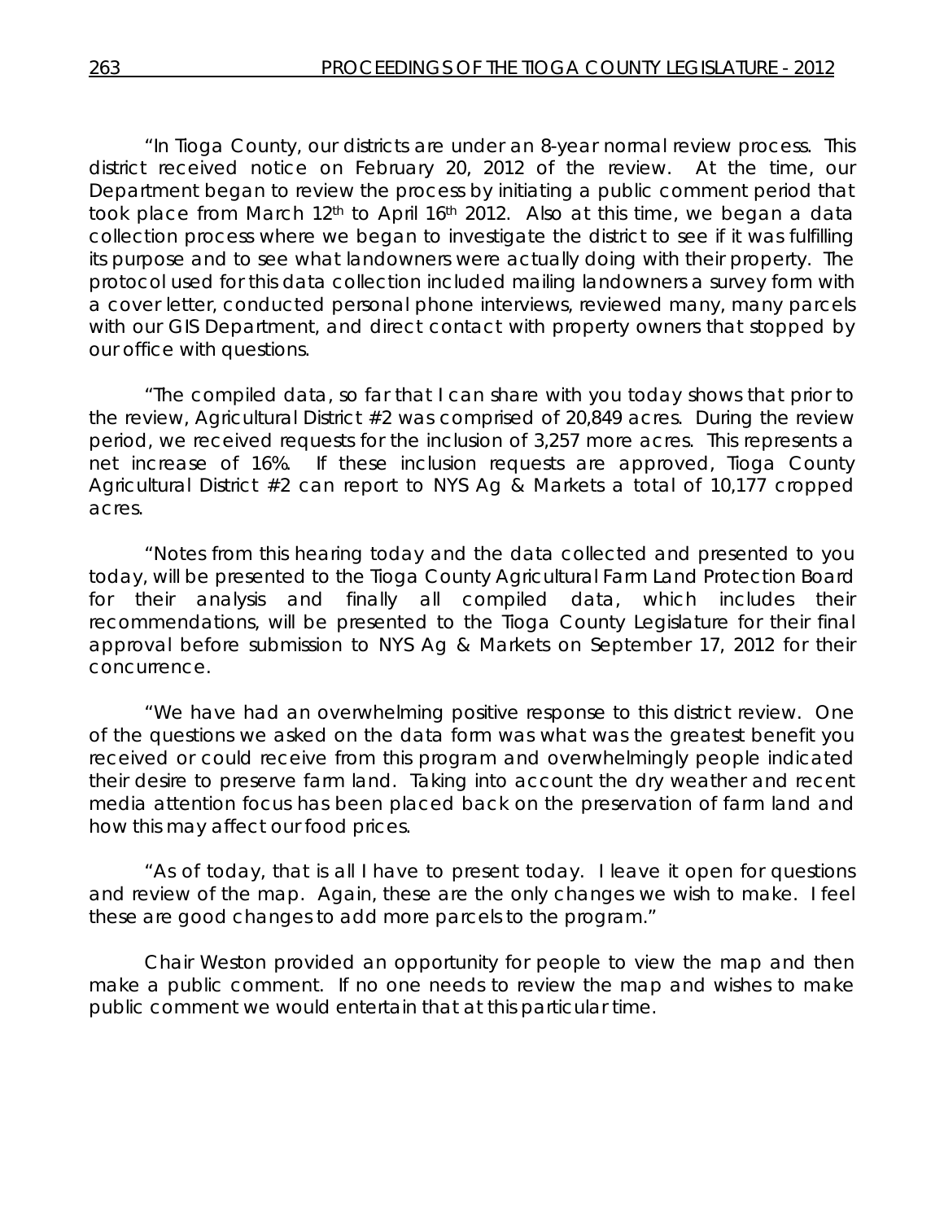"In Tioga County, our districts are under an 8-year normal review process. This district received notice on February 20, 2012 of the review. At the time, our Department began to review the process by initiating a public comment period that took place from March 12th to April 16th 2012. Also at this time, we began a data collection process where we began to investigate the district to see if it was fulfilling its purpose and to see what landowners were actually doing with their property. The protocol used for this data collection included mailing landowners a survey form with a cover letter, conducted personal phone interviews, reviewed many, many parcels with our GIS Department, and direct contact with property owners that stopped by our office with questions.

"The compiled data, so far that I can share with you today shows that prior to the review, Agricultural District #2 was comprised of 20,849 acres. During the review period, we received requests for the inclusion of 3,257 more acres. This represents a net increase of 16%. If these inclusion requests are approved, Tioga County Agricultural District #2 can report to NYS Ag & Markets a total of 10,177 cropped acres.

"Notes from this hearing today and the data collected and presented to you today, will be presented to the Tioga County Agricultural Farm Land Protection Board for their analysis and finally all compiled data, which includes their recommendations, will be presented to the Tioga County Legislature for their final approval before submission to NYS Ag & Markets on September 17, 2012 for their concurrence.

"We have had an overwhelming positive response to this district review. One of the questions we asked on the data form was what was the greatest benefit you received or could receive from this program and overwhelmingly people indicated their desire to preserve farm land. Taking into account the dry weather and recent media attention focus has been placed back on the preservation of farm land and how this may affect our food prices.

"As of today, that is all I have to present today. I leave it open for questions and review of the map. Again, these are the only changes we wish to make. I feel these are good changes to add more parcels to the program."

Chair Weston provided an opportunity for people to view the map and then make a public comment. If no one needs to review the map and wishes to make public comment we would entertain that at this particular time.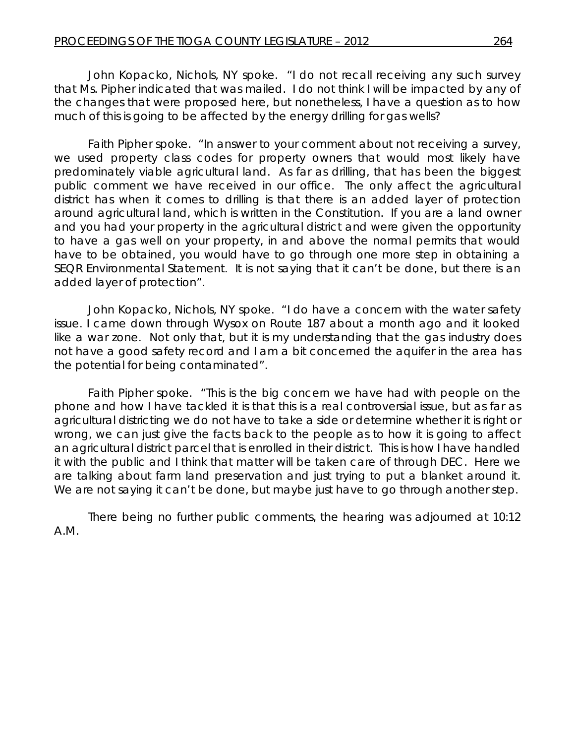John Kopacko, Nichols, NY spoke. "I do not recall receiving any such survey that Ms. Pipher indicated that was mailed. I do not think I will be impacted by any of the changes that were proposed here, but nonetheless, I have a question as to how much of this is going to be affected by the energy drilling for gas wells?

Faith Pipher spoke. "In answer to your comment about not receiving a survey, we used property class codes for property owners that would most likely have predominately viable agricultural land. As far as drilling, that has been the biggest public comment we have received in our office. The only affect the agricultural district has when it comes to drilling is that there is an added layer of protection around agricultural land, which is written in the Constitution. If you are a land owner and you had your property in the agricultural district and were given the opportunity to have a gas well on your property, in and above the normal permits that would have to be obtained, you would have to go through one more step in obtaining a SEQR Environmental Statement. It is not saying that it can't be done, but there is an added layer of protection".

John Kopacko, Nichols, NY spoke. "I do have a concern with the water safety issue. I came down through Wysox on Route 187 about a month ago and it looked like a war zone. Not only that, but it is my understanding that the gas industry does not have a good safety record and I am a bit concerned the aquifer in the area has the potential for being contaminated".

Faith Pipher spoke. "This is the big concern we have had with people on the phone and how I have tackled it is that this is a real controversial issue, but as far as agricultural districting we do not have to take a side or determine whether it is right or wrong, we can just give the facts back to the people as to how it is going to affect an agricultural district parcel that is enrolled in their district. This is how I have handled it with the public and I think that matter will be taken care of through DEC. Here we are talking about farm land preservation and just trying to put a blanket around it. We are not saying it can't be done, but maybe just have to go through another step.

There being no further public comments, the hearing was adjourned at 10:12 A.M.